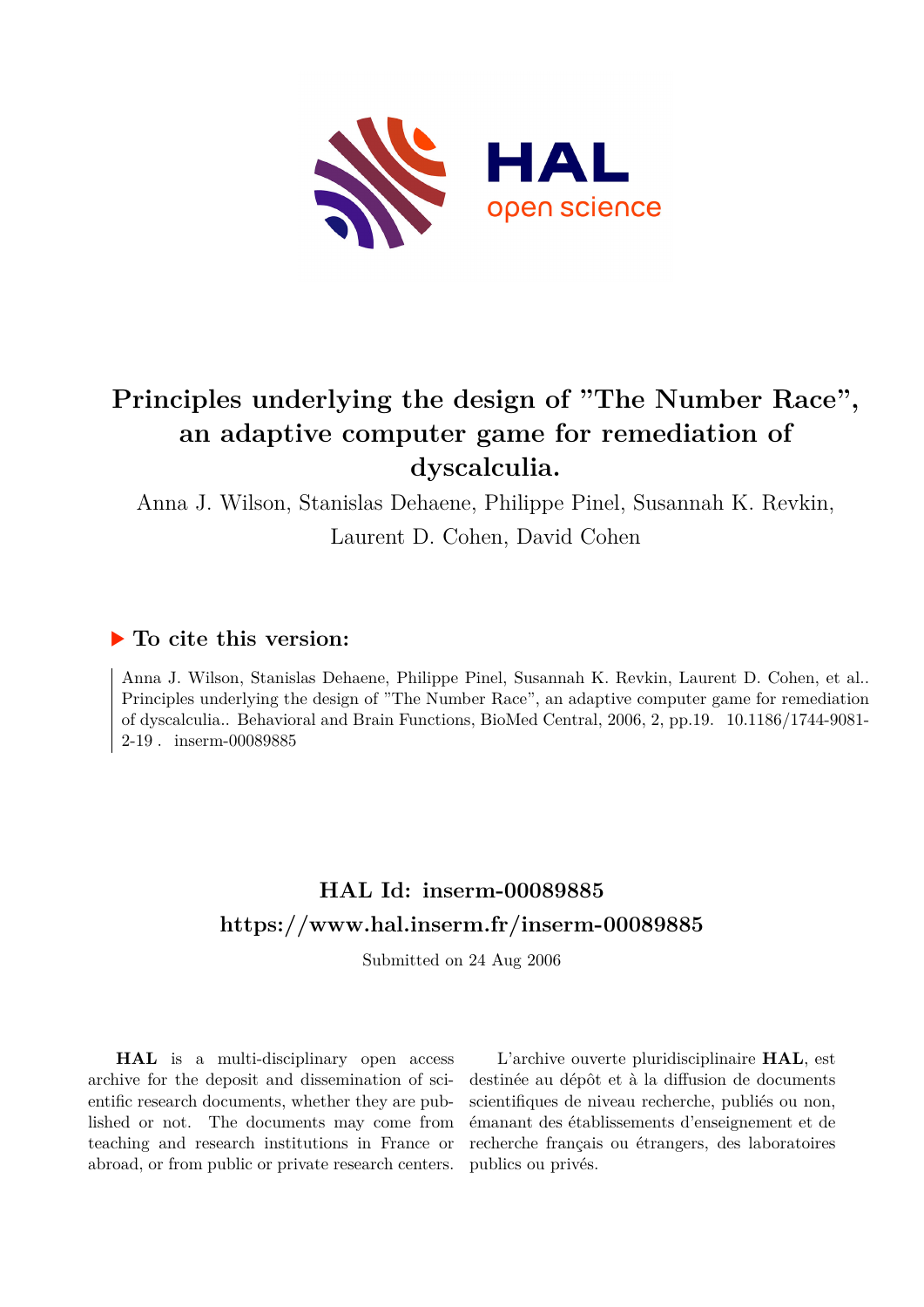# Principles underlying the design of "The Number Race", an adaptive computer game for remediation of dyscalculia.

Anna J. Wilson, Stanislas Dehaene, Philippe Pinel, Susannah K. Revkin, Laurent D. Cohen, David Cohen

## ▶ To cite this version:

Anna J. Wilson, Stanislas Dehaene, Philippe Pinel, Susannah K. Revkin, Laurent D. Cohen, et al.. Principles underlying the design of "The Number Race", an adaptive computer game for remediation of dyscalculia.. Behavioral and Brain Functions, BioMed Central, 2006, 2, pp.19. 10.1186/1744-9081-2-19 . inserm-00089885

## HAL Id: inserm-00089885

## https://www.hal.inserm.fr/inserm-00089885

Submitted on 24 Aug 2006

**HAL** is a multi-disciplinary open access archive for the deposit and dissemination of scientific research documents, whether they are published or not. The documents may come from teaching and research institutions in France or abroad, or from public or private research centers.

L'archive ouverte pluridisciplinaire **HAL**, est destinée au dépôt et à la diffusion de documents scientifiques de niveau recherche, publiés ou non, émanant des établissements d'enseignement et de recherche français ou étrangers, des laboratoires publics ou privés.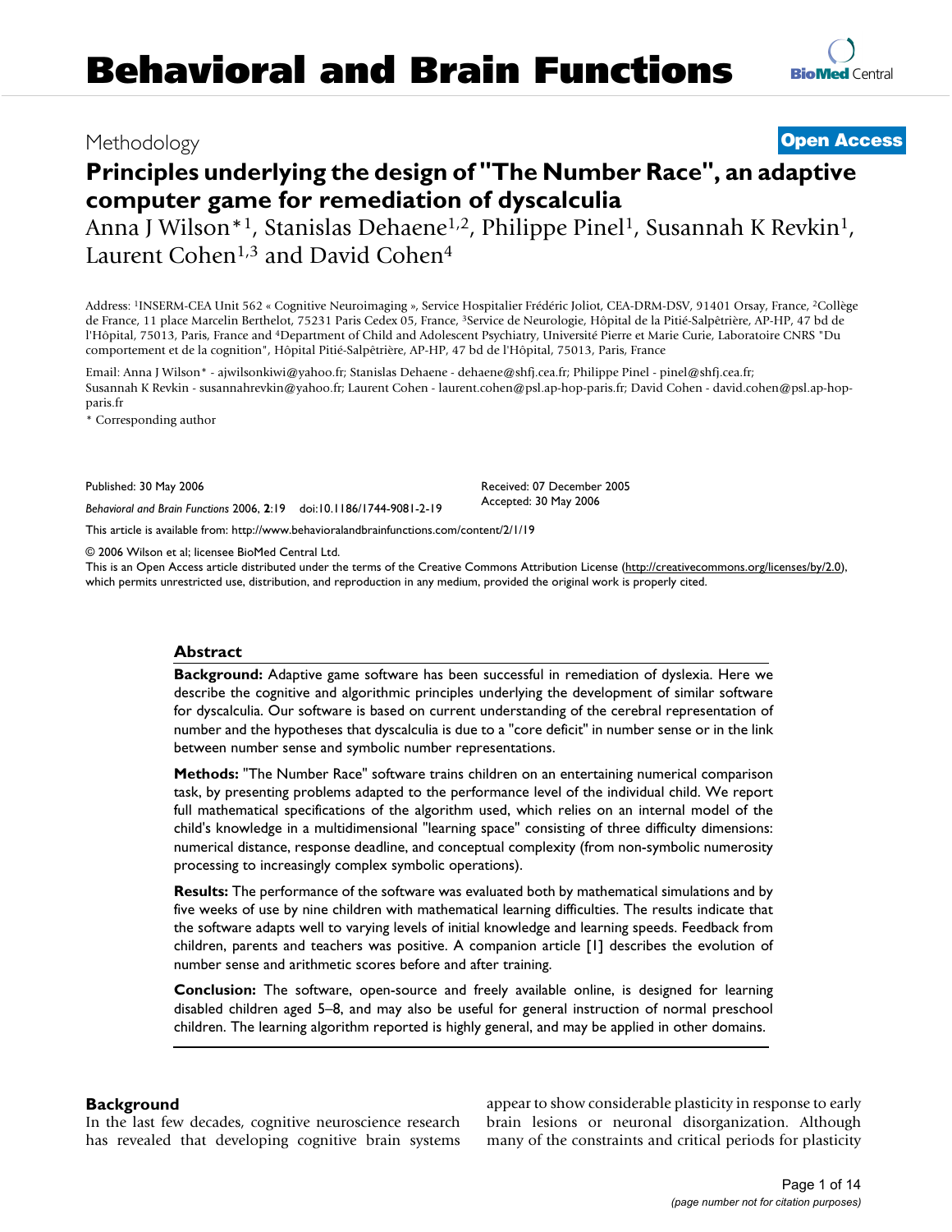# Principles underlying the design of "The Number Race", an adaptive computer game for remediation of dyscalculia

Anna J Wilson*[1], Stanislas Dehaene[1,2], Philippe Pinel[1], Susannah K Revkin[1], Laurent Cohen[1,3] and David Cohen[4]

Address: [1]INSERM-CEA Unit 562 « Cognitive Neuroimaging », Service Hospitalier Frédéric Joliot, CEA-DRM-DSV, 91401 Orsay, France, [2]Collège de France, 11 place Marcelin Berthelot, 75231 Paris Cedex 05, France, [3]Service de Neurologie, Hôpital de la Pitié-Salpêtrière, AP-HP, 47 bd de l'Hôpital, 75013, Paris, France and [4]Department of Child and Adolescent Psychiatry, Université Pierre et Marie Curie, Laboratoire CNRS "Du comportement et de la cognition", Hôpital Pitié-Salpêtrière, AP-HP, 47 bd de l'Hôpital, 75013, Paris, France

Email: Anna J Wilson* - ajwilsonkiwi@yahoo.fr; Stanislas Dehaene - dehaene@shfj.cea.fr; Philippe Pinel - pinel@shfj.cea.fr; Susannah K Revkin - susannahrevkin@yahoo.fr; Laurent Cohen - laurent.cohen@psl.ap-hop-paris.fr; David Cohen - david.cohen@psl.ap-hop-paris.fr

* Corresponding author

Published: 30 May 2006

*Behavioral and Brain Functions* 2006, **2**:19 doi:10.1186/1744-9081-2-19

Received: 07 December 2005
Accepted: 30 May 2006

This article is available from: http://www.behavioralandbrainfunctions.com/content/2/1/19

© 2006 Wilson et al; licensee BioMed Central Ltd.
This is an Open Access article distributed under the terms of the Creative Commons Attribution License (http://creativecommons.org/licenses/by/2.0), which permits unrestricted use, distribution, and reproduction in any medium, provided the original work is properly cited.

## Abstract

**Background:** Adaptive game software has been successful in remediation of dyslexia. Here we describe the cognitive and algorithmic principles underlying the development of similar software for dyscalculia. Our software is based on current understanding of the cerebral representation of number and the hypotheses that dyscalculia is due to a "core deficit" in number sense or in the link between number sense and symbolic number representations.

**Methods:** "The Number Race" software trains children on an entertaining numerical comparison task, by presenting problems adapted to the performance level of the individual child. We report full mathematical specifications of the algorithm used, which relies on an internal model of the child's knowledge in a multidimensional "learning space" consisting of three difficulty dimensions: numerical distance, response deadline, and conceptual complexity (from non-symbolic numerosity processing to increasingly complex symbolic operations).

**Results:** The performance of the software was evaluated both by mathematical simulations and by five weeks of use by nine children with mathematical learning difficulties. The results indicate that the software adapts well to varying levels of initial knowledge and learning speeds. Feedback from children, parents and teachers was positive. A companion article [1] describes the evolution of number sense and arithmetic scores before and after training.

**Conclusion:** The software, open-source and freely available online, is designed for learning disabled children aged 5–8, and may also be useful for general instruction of normal preschool children. The learning algorithm reported is highly general, and may be applied in other domains.

## Background

In the last few decades, cognitive neuroscience research has revealed that developing cognitive brain systems appear to show considerable plasticity in response to early brain lesions or neuronal disorganization. Although many of the constraints and critical periods for plasticity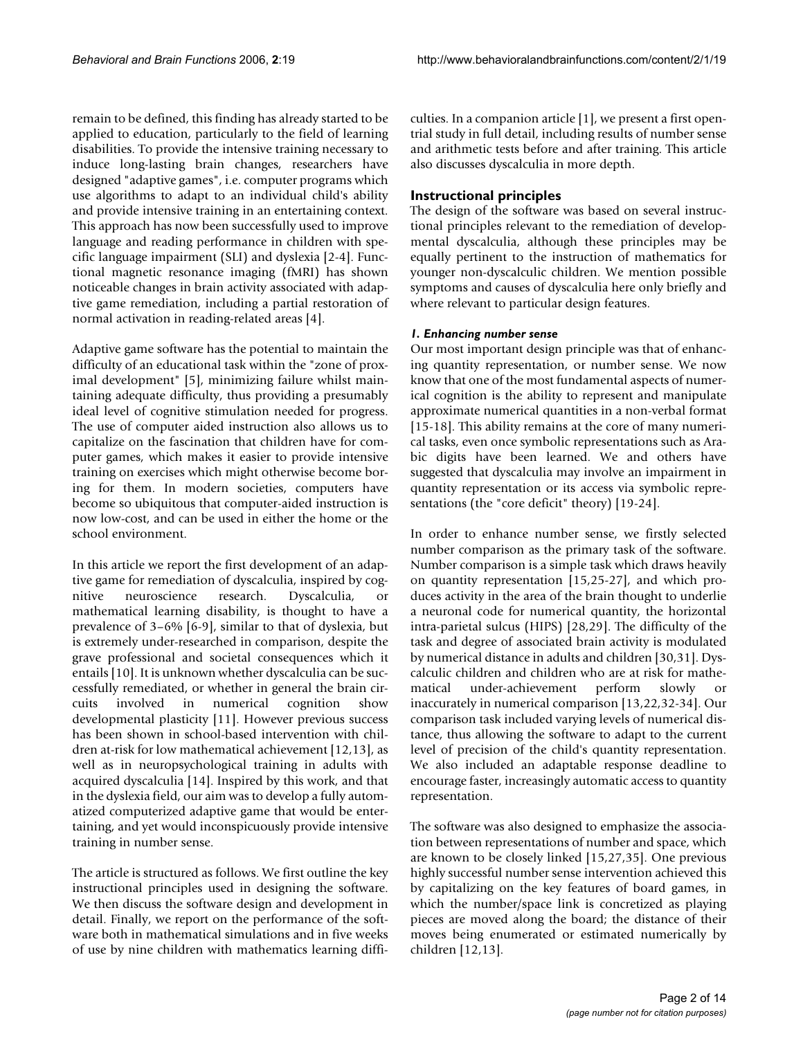remain to be defined, this finding has already started to be applied to education, particularly to the field of learning disabilities. To provide the intensive training necessary to induce long-lasting brain changes, researchers have designed "adaptive games", i.e. computer programs which use algorithms to adapt to an individual child's ability and provide intensive training in an entertaining context. This approach has now been successfully used to improve language and reading performance in children with specific language impairment (SLI) and dyslexia [2-4]. Functional magnetic resonance imaging (fMRI) has shown noticeable changes in brain activity associated with adaptive game remediation, including a partial restoration of normal activation in reading-related areas [4].

Adaptive game software has the potential to maintain the difficulty of an educational task within the "zone of proximal development" [5], minimizing failure whilst maintaining adequate difficulty, thus providing a presumably ideal level of cognitive stimulation needed for progress. The use of computer aided instruction also allows us to capitalize on the fascination that children have for computer games, which makes it easier to provide intensive training on exercises which might otherwise become boring for them. In modern societies, computers have become so ubiquitous that computer-aided instruction is now low-cost, and can be used in either the home or the school environment.

In this article we report the first development of an adaptive game for remediation of dyscalculia, inspired by cognitive neuroscience research. Dyscalculia, or mathematical learning disability, is thought to have a prevalence of 3–6% [6-9], similar to that of dyslexia, but is extremely under-researched in comparison, despite the grave professional and societal consequences which it entails [10]. It is unknown whether dyscalculia can be successfully remediated, or whether in general the brain circuits involved in numerical cognition show developmental plasticity [11]. However previous success has been shown in school-based intervention with children at-risk for low mathematical achievement [12,13], as well as in neuropsychological training in adults with acquired dyscalculia [14]. Inspired by this work, and that in the dyslexia field, our aim was to develop a fully automatized computerized adaptive game that would be entertaining, and yet would inconspicuously provide intensive training in number sense.

The article is structured as follows. We first outline the key instructional principles used in designing the software. We then discuss the software design and development in detail. Finally, we report on the performance of the software both in mathematical simulations and in five weeks of use by nine children with mathematics learning difficulties. In a companion article [1], we present a first open-trial study in full detail, including results of number sense and arithmetic tests before and after training. This article also discusses dyscalculia in more depth.

## Instructional principles

The design of the software was based on several instructional principles relevant to the remediation of developmental dyscalculia, although these principles may be equally pertinent to the instruction of mathematics for younger non-dyscalculic children. We mention possible symptoms and causes of dyscalculia here only briefly and where relevant to particular design features.

### *1. Enhancing number sense*

Our most important design principle was that of enhancing quantity representation, or number sense. We now know that one of the most fundamental aspects of numerical cognition is the ability to represent and manipulate approximate numerical quantities in a non-verbal format [15-18]. This ability remains at the core of many numerical tasks, even once symbolic representations such as Arabic digits have been learned. We and others have suggested that dyscalculia may involve an impairment in quantity representation or its access via symbolic representations (the "core deficit" theory) [19-24].

In order to enhance number sense, we firstly selected number comparison as the primary task of the software. Number comparison is a simple task which draws heavily on quantity representation [15,25-27], and which produces activity in the area of the brain thought to underlie a neuronal code for numerical quantity, the horizontal intra-parietal sulcus (HIPS) [28,29]. The difficulty of the task and degree of associated brain activity is modulated by numerical distance in adults and children [30,31]. Dyscalculic children and children who are at risk for mathematical under-achievement perform slowly or inaccurately in numerical comparison [13,22,32-34]. Our comparison task included varying levels of numerical distance, thus allowing the software to adapt to the current level of precision of the child's quantity representation. We also included an adaptable response deadline to encourage faster, increasingly automatic access to quantity representation.

The software was also designed to emphasize the association between representations of number and space, which are known to be closely linked [15,27,35]. One previous highly successful number sense intervention achieved this by capitalizing on the key features of board games, in which the number/space link is concretized as playing pieces are moved along the board; the distance of their moves being enumerated or estimated numerically by children [12,13].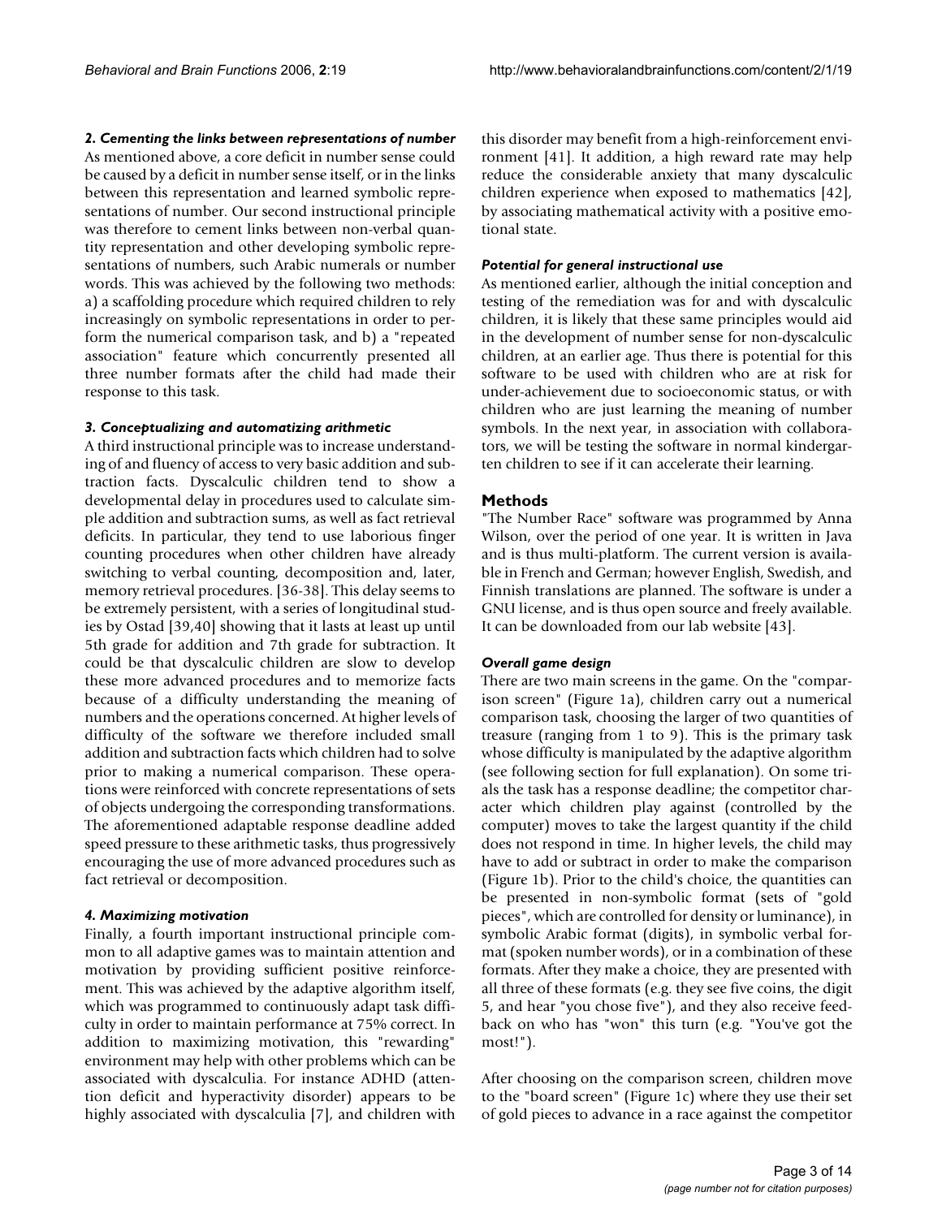#### *2. Cementing the links between representations of number*

As mentioned above, a core deficit in number sense could be caused by a deficit in number sense itself, or in the links between this representation and learned symbolic representations of number. Our second instructional principle was therefore to cement links between non-verbal quantity representation and other developing symbolic representations of numbers, such Arabic numerals or number words. This was achieved by the following two methods: a) a scaffolding procedure which required children to rely increasingly on symbolic representations in order to perform the numerical comparison task, and b) a "repeated association" feature which concurrently presented all three number formats after the child had made their response to this task.

#### *3. Conceptualizing and automatizing arithmetic*

A third instructional principle was to increase understanding of and fluency of access to very basic addition and subtraction facts. Dyscalculic children tend to show a developmental delay in procedures used to calculate simple addition and subtraction sums, as well as fact retrieval deficits. In particular, they tend to use laborious finger counting procedures when other children have already switching to verbal counting, decomposition and, later, memory retrieval procedures. [36-38]. This delay seems to be extremely persistent, with a series of longitudinal studies by Ostad [39,40] showing that it lasts at least up until 5th grade for addition and 7th grade for subtraction. It could be that dyscalculic children are slow to develop these more advanced procedures and to memorize facts because of a difficulty understanding the meaning of numbers and the operations concerned. At higher levels of difficulty of the software we therefore included small addition and subtraction facts which children had to solve prior to making a numerical comparison. These operations were reinforced with concrete representations of sets of objects undergoing the corresponding transformations. The aforementioned adaptable response deadline added speed pressure to these arithmetic tasks, thus progressively encouraging the use of more advanced procedures such as fact retrieval or decomposition.

#### *4. Maximizing motivation*

Finally, a fourth important instructional principle common to all adaptive games was to maintain attention and motivation by providing sufficient positive reinforcement. This was achieved by the adaptive algorithm itself, which was programmed to continuously adapt task difficulty in order to maintain performance at 75% correct. In addition to maximizing motivation, this "rewarding" environment may help with other problems which can be associated with dyscalculia. For instance ADHD (attention deficit and hyperactivity disorder) appears to be highly associated with dyscalculia [7], and children with this disorder may benefit from a high-reinforcement environment [41]. It addition, a high reward rate may help reduce the considerable anxiety that many dyscalculic children experience when exposed to mathematics [42], by associating mathematical activity with a positive emotional state.

#### *Potential for general instructional use*

As mentioned earlier, although the initial conception and testing of the remediation was for and with dyscalculic children, it is likely that these same principles would aid in the development of number sense for non-dyscalculic children, at an earlier age. Thus there is potential for this software to be used with children who are at risk for under-achievement due to socioeconomic status, or with children who are just learning the meaning of number symbols. In the next year, in association with collaborators, we will be testing the software in normal kindergarten children to see if it can accelerate their learning.

## Methods

"The Number Race" software was programmed by Anna Wilson, over the period of one year. It is written in Java and is thus multi-platform. The current version is available in French and German; however English, Swedish, and Finnish translations are planned. The software is under a GNU license, and is thus open source and freely available. It can be downloaded from our lab website [43].

#### *Overall game design*

There are two main screens in the game. On the "comparison screen" (Figure 1a), children carry out a numerical comparison task, choosing the larger of two quantities of treasure (ranging from 1 to 9). This is the primary task whose difficulty is manipulated by the adaptive algorithm (see following section for full explanation). On some trials the task has a response deadline; the competitor character which children play against (controlled by the computer) moves to take the largest quantity if the child does not respond in time. In higher levels, the child may have to add or subtract in order to make the comparison (Figure 1b). Prior to the child's choice, the quantities can be presented in non-symbolic format (sets of "gold pieces", which are controlled for density or luminance), in symbolic Arabic format (digits), in symbolic verbal format (spoken number words), or in a combination of these formats. After they make a choice, they are presented with all three of these formats (e.g. they see five coins, the digit 5, and hear "you chose five"), and they also receive feedback on who has "won" this turn (e.g. "You've got the most!").

After choosing on the comparison screen, children move to the "board screen" (Figure 1c) where they use their set of gold pieces to advance in a race against the competitor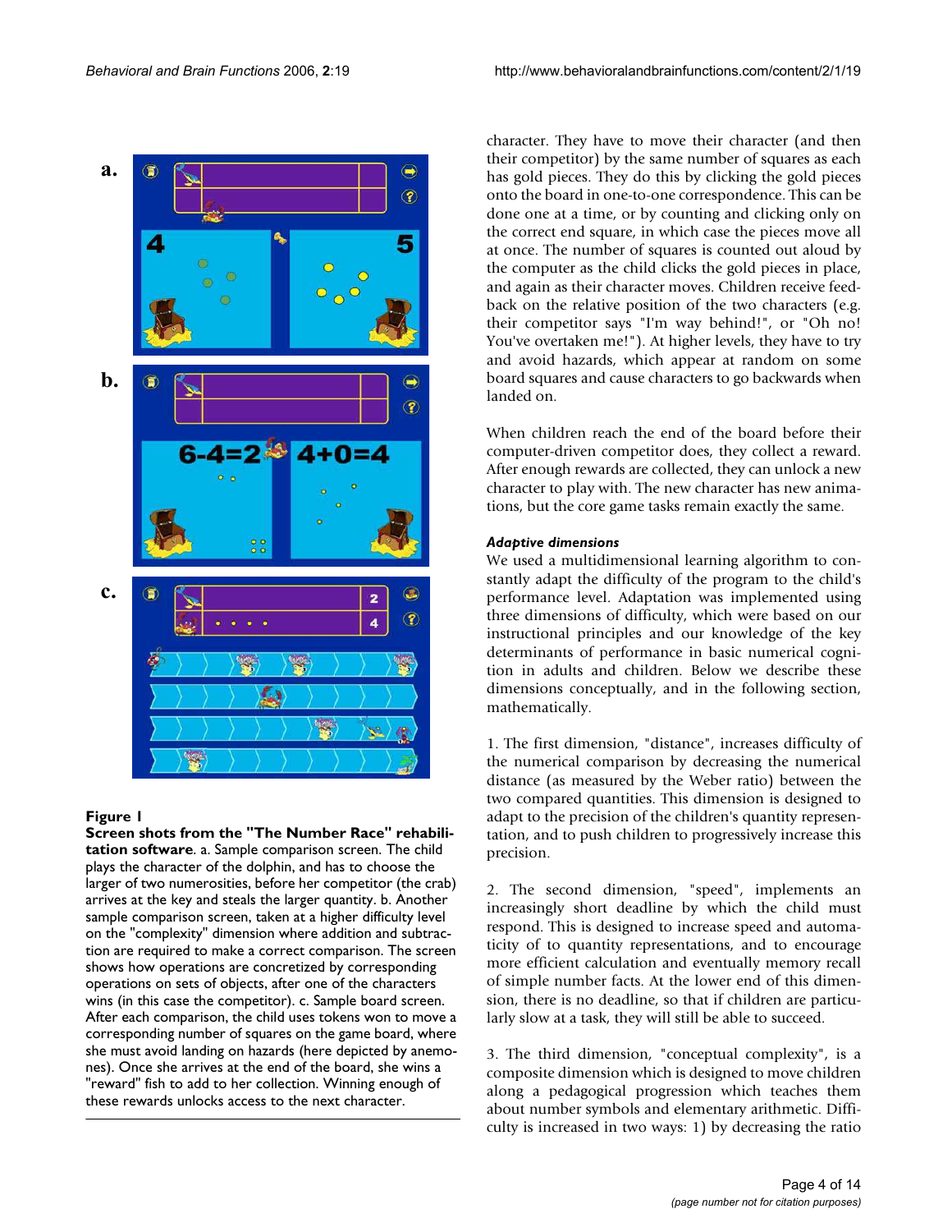**Figure 1**

**Screen shots from the "The Number Race" rehabilitation software**. a. Sample comparison screen. The child plays the character of the dolphin, and has to choose the larger of two numerosities, before her competitor (the crab) arrives at the key and steals the larger quantity. b. Another sample comparison screen, taken at a higher difficulty level on the "complexity" dimension where addition and subtraction are required to make a correct comparison. The screen shows how operations are concretized by corresponding operations on sets of objects, after one of the characters wins (in this case the competitor). c. Sample board screen. After each comparison, the child uses tokens won to move a corresponding number of squares on the game board, where she must avoid landing on hazards (here depicted by anemones). Once she arrives at the end of the board, she wins a "reward" fish to add to her collection. Winning enough of these rewards unlocks access to the next character.

character. They have to move their character (and then their competitor) by the same number of squares as each has gold pieces. They do this by clicking the gold pieces onto the board in one-to-one correspondence. This can be done one at a time, or by counting and clicking only on the correct end square, in which case the pieces move all at once. The number of squares is counted out aloud by the computer as the child clicks the gold pieces in place, and again as their character moves. Children receive feedback on the relative position of the two characters (e.g. their competitor says "I'm way behind!", or "Oh no! You've overtaken me!"). At higher levels, they have to try and avoid hazards, which appear at random on some board squares and cause characters to go backwards when landed on.

When children reach the end of the board before their computer-driven competitor does, they collect a reward. After enough rewards are collected, they can unlock a new character to play with. The new character has new animations, but the core game tasks remain exactly the same.

#### *Adaptive dimensions*

We used a multidimensional learning algorithm to constantly adapt the difficulty of the program to the child's performance level. Adaptation was implemented using three dimensions of difficulty, which were based on our instructional principles and our knowledge of the key determinants of performance in basic numerical cognition in adults and children. Below we describe these dimensions conceptually, and in the following section, mathematically.

1. The first dimension, "distance", increases difficulty of the numerical comparison by decreasing the numerical distance (as measured by the Weber ratio) between the two compared quantities. This dimension is designed to adapt to the precision of the children's quantity representation, and to push children to progressively increase this precision.

2. The second dimension, "speed", implements an increasingly short deadline by which the child must respond. This is designed to increase speed and automaticity of to quantity representations, and to encourage more efficient calculation and eventually memory recall of simple number facts. At the lower end of this dimension, there is no deadline, so that if children are particularly slow at a task, they will still be able to succeed.

3. The third dimension, "conceptual complexity", is a composite dimension which is designed to move children along a pedagogical progression which teaches them about number symbols and elementary arithmetic. Difficulty is increased in two ways: 1) by decreasing the ratio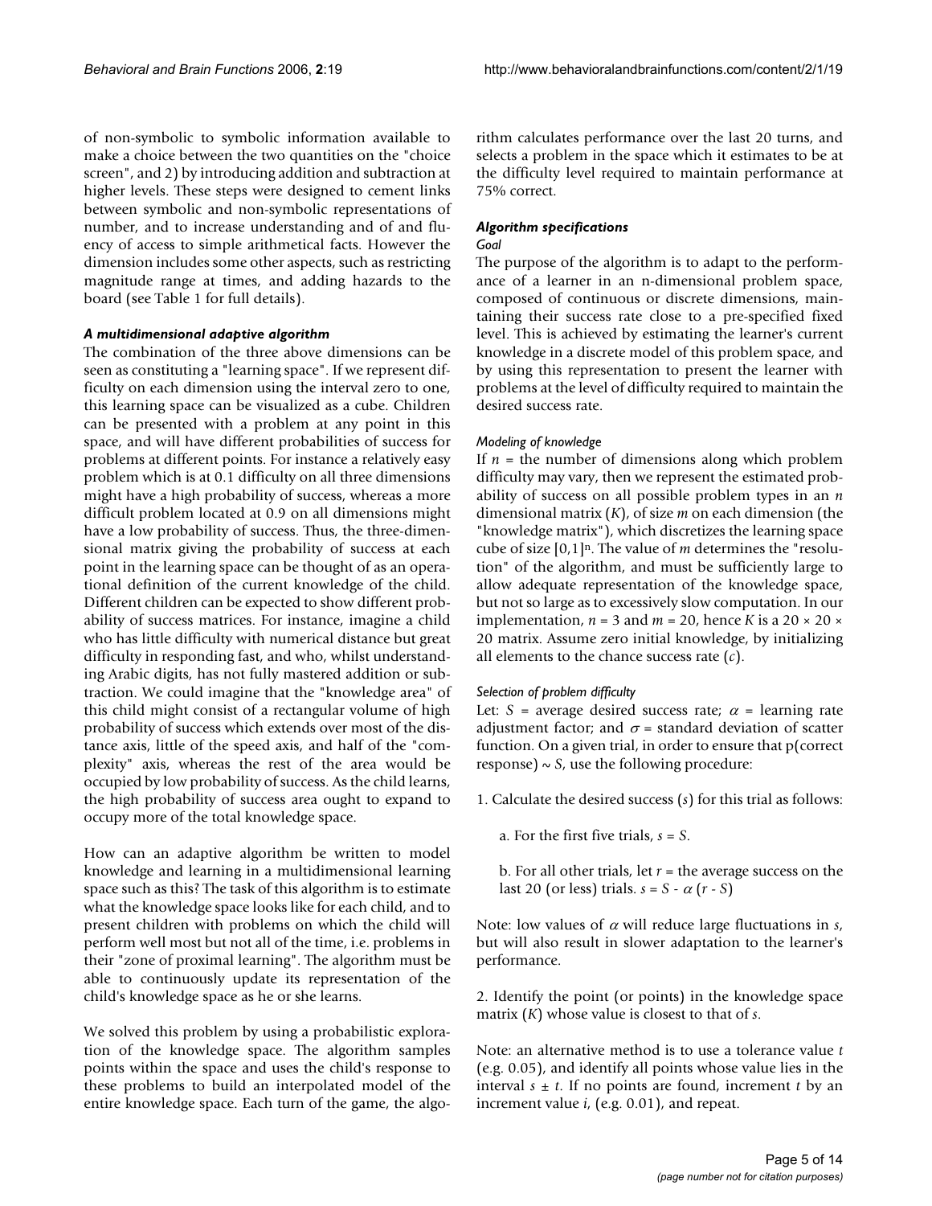of non-symbolic to symbolic information available to make a choice between the two quantities on the "choice screen", and 2) by introducing addition and subtraction at higher levels. These steps were designed to cement links between symbolic and non-symbolic representations of number, and to increase understanding and of and fluency of access to simple arithmetical facts. However the dimension includes some other aspects, such as restricting magnitude range at times, and adding hazards to the board (see Table 1 for full details).

### *A multidimensional adaptive algorithm*

The combination of the three above dimensions can be seen as constituting a "learning space". If we represent difficulty on each dimension using the interval zero to one, this learning space can be visualized as a cube. Children can be presented with a problem at any point in this space, and will have different probabilities of success for problems at different points. For instance a relatively easy problem which is at 0.1 difficulty on all three dimensions might have a high probability of success, whereas a more difficult problem located at 0.9 on all dimensions might have a low probability of success. Thus, the three-dimensional matrix giving the probability of success at each point in the learning space can be thought of as an operational definition of the current knowledge of the child. Different children can be expected to show different probability of success matrices. For instance, imagine a child who has little difficulty with numerical distance but great difficulty in responding fast, and who, whilst understanding Arabic digits, has not fully mastered addition or subtraction. We could imagine that the "knowledge area" of this child might consist of a rectangular volume of high probability of success which extends over most of the distance axis, little of the speed axis, and half of the "complexity" axis, whereas the rest of the area would be occupied by low probability of success. As the child learns, the high probability of success area ought to expand to occupy more of the total knowledge space.

How can an adaptive algorithm be written to model knowledge and learning in a multidimensional learning space such as this? The task of this algorithm is to estimate what the knowledge space looks like for each child, and to present children with problems on which the child will perform well most but not all of the time, i.e. problems in their "zone of proximal learning". The algorithm must be able to continuously update its representation of the child's knowledge space as he or she learns.

We solved this problem by using a probabilistic exploration of the knowledge space. The algorithm samples points within the space and uses the child's response to these problems to build an interpolated model of the entire knowledge space. Each turn of the game, the algorithm calculates performance over the last 20 turns, and selects a problem in the space which it estimates to be at the difficulty level required to maintain performance at 75% correct.

### *Algorithm specifications*

#### *Goal*

The purpose of the algorithm is to adapt to the performance of a learner in an n-dimensional problem space, composed of continuous or discrete dimensions, maintaining their success rate close to a pre-specified fixed level. This is achieved by estimating the learner's current knowledge in a discrete model of this problem space, and by using this representation to present the learner with problems at the level of difficulty required to maintain the desired success rate.

#### *Modeling of knowledge*

If $n$ = the number of dimensions along which problem difficulty may vary, then we represent the estimated probability of success on all possible problem types in an $n$ dimensional matrix ($K$), of size $m$ on each dimension (the "knowledge matrix"), which discretizes the learning space cube of size $[0,1]^n$. The value of $m$ determines the "resolution" of the algorithm, and must be sufficiently large to allow adequate representation of the knowledge space, but not so large as to excessively slow computation. In our implementation, $n = 3$ and $m = 20$, hence $K$ is a $20 \times 20 \times 20$ matrix. Assume zero initial knowledge, by initializing all elements to the chance success rate ($c$).

#### *Selection of problem difficulty*

Let: $S$ = average desired success rate; $\alpha$ = learning rate adjustment factor; and $\sigma$ = standard deviation of scatter function. On a given trial, in order to ensure that p(correct response) $\sim S$, use the following procedure:

1. Calculate the desired success ($s$) for this trial as follows:

   a. For the first five trials, $s = S$.

   b. For all other trials, let $r$ = the average success on the last 20 (or less) trials. $s = S - \alpha\,(r - S)$

Note: low values of $\alpha$ will reduce large fluctuations in $s$, but will also result in slower adaptation to the learner's performance.

2. Identify the point (or points) in the knowledge space matrix ($K$) whose value is closest to that of $s$.

Note: an alternative method is to use a tolerance value $t$ (e.g. 0.05), and identify all points whose value lies in the interval $s \pm t$. If no points are found, increment $t$ by an increment value $i$, (e.g. 0.01), and repeat.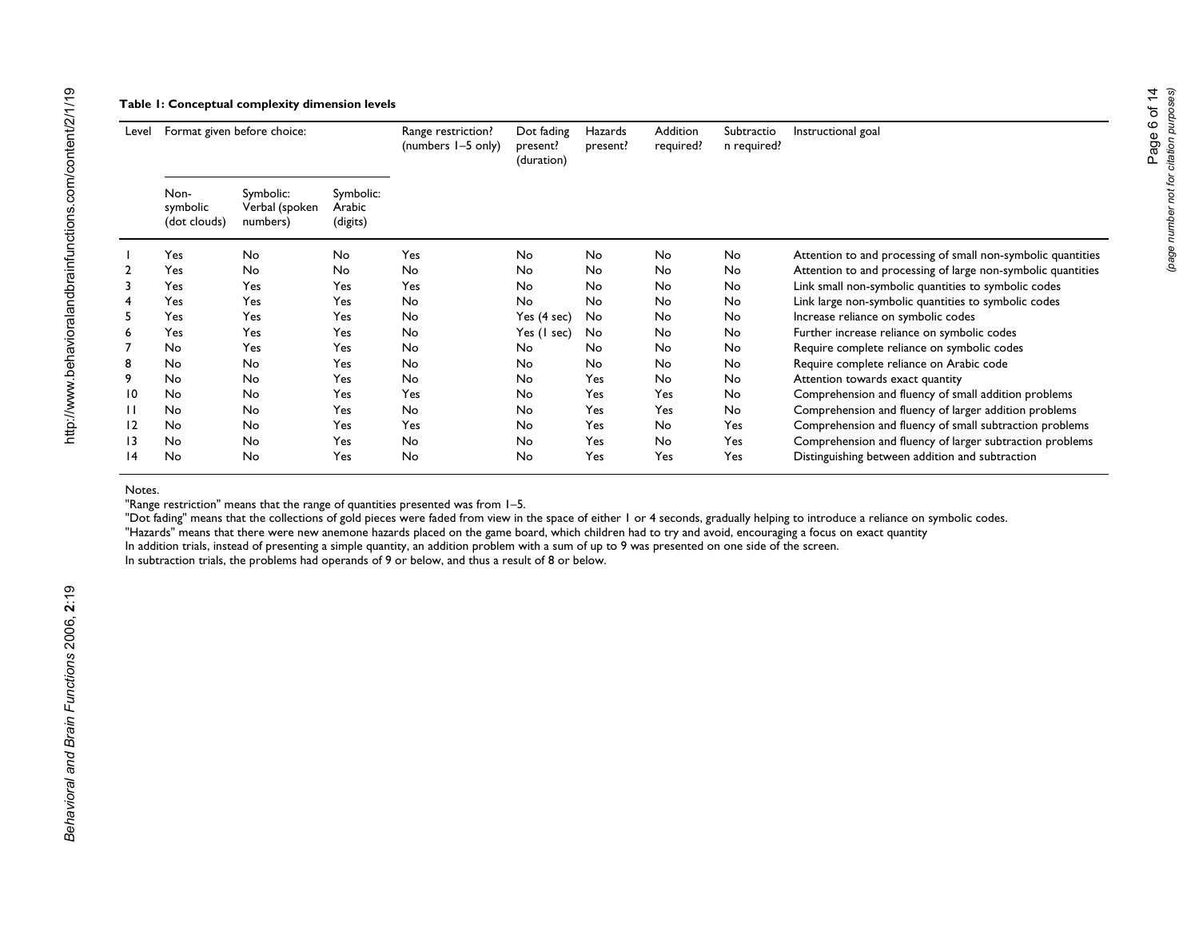**Table 1: Conceptual complexity dimension levels**

| Level | Format given before choice: | | | Range restriction? (numbers 1–5 only) | Dot fading present? (duration) | Hazards present? | Addition required? | Subtraction required? | Instructional goal |
|---|---|---|---|---|---|---|---|---|---|
| | Non-symbolic (dot clouds) | Symbolic: Verbal (spoken numbers) | Symbolic: Arabic (digits) | | | | | | |
| 1 | Yes | No | No | Yes | No | No | No | No | Attention to and processing of small non-symbolic quantities |
| 2 | Yes | No | No | No | No | No | No | No | Attention to and processing of large non-symbolic quantities |
| 3 | Yes | Yes | Yes | Yes | No | No | No | No | Link small non-symbolic quantities to symbolic codes |
| 4 | Yes | Yes | Yes | No | No | No | No | No | Link large non-symbolic quantities to symbolic codes |
| 5 | Yes | Yes | Yes | No | Yes (4 sec) | No | No | No | Increase reliance on symbolic codes |
| 6 | Yes | Yes | Yes | No | Yes (1 sec) | No | No | No | Further increase reliance on symbolic codes |
| 7 | No | Yes | Yes | No | No | No | No | No | Require complete reliance on symbolic codes |
| 8 | No | No | Yes | No | No | No | No | No | Require complete reliance on Arabic code |
| 9 | No | No | Yes | No | No | Yes | No | No | Attention towards exact quantity |
| 10 | No | No | Yes | Yes | No | Yes | Yes | No | Comprehension and fluency of small addition problems |
| 11 | No | No | Yes | No | No | Yes | Yes | No | Comprehension and fluency of larger addition problems |
| 12 | No | No | Yes | Yes | No | Yes | No | Yes | Comprehension and fluency of small subtraction problems |
| 13 | No | No | Yes | No | No | Yes | No | Yes | Comprehension and fluency of larger subtraction problems |
| 14 | No | No | Yes | No | No | Yes | Yes | Yes | Distinguishing between addition and subtraction |

Notes.

"Range restriction" means that the range of quantities presented was from 1–5.

"Dot fading" means that the collections of gold pieces were faded from view in the space of either 1 or 4 seconds, gradually helping to introduce a reliance on symbolic codes.

"Hazards" means that there were new anemone hazards placed on the game board, which children had to try and avoid, encouraging a focus on exact quantity

In addition trials, instead of presenting a simple quantity, an addition problem with a sum of up to 9 was presented on one side of the screen.

In subtraction trials, the problems had operands of 9 or below, and thus a result of 8 or below.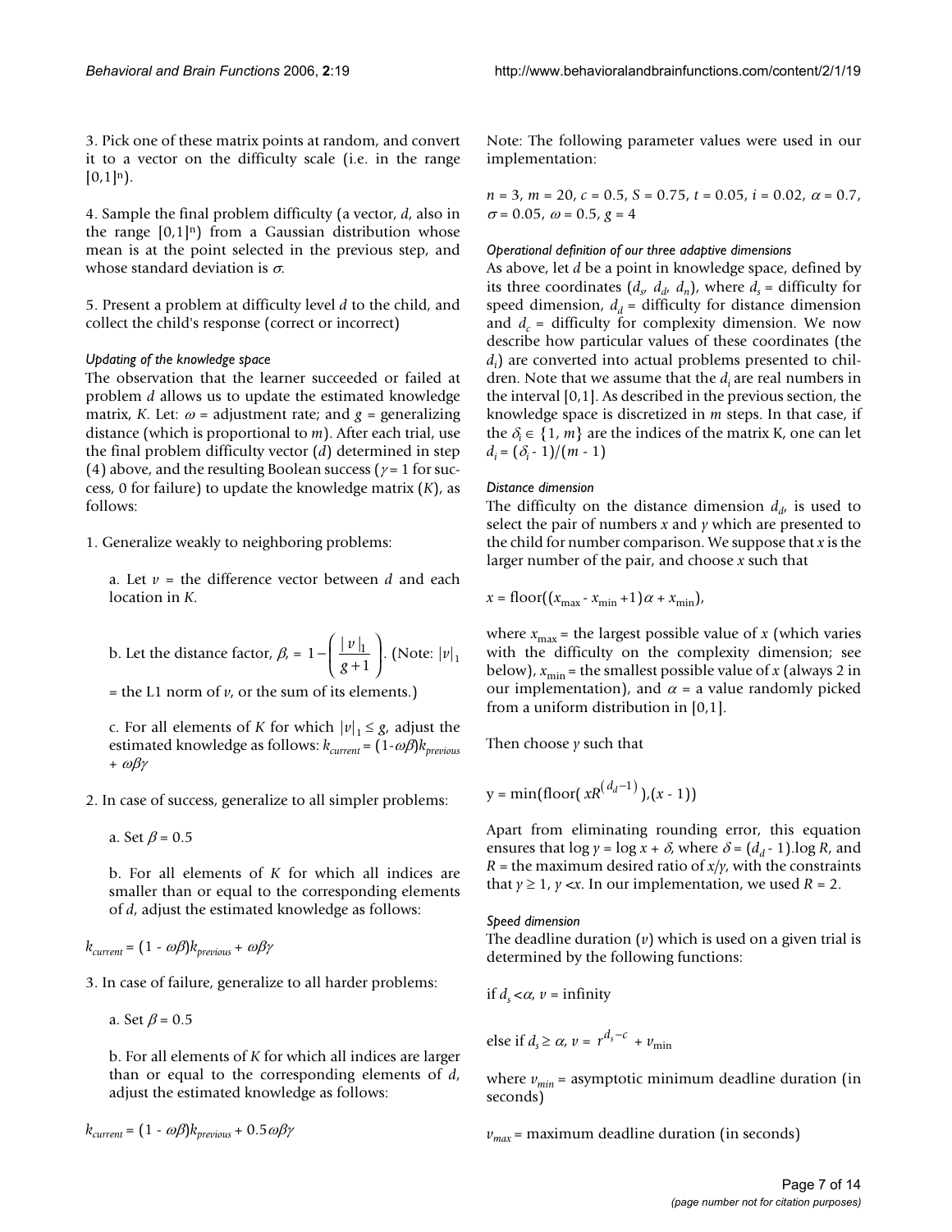3. Pick one of these matrix points at random, and convert it to a vector on the difficulty scale (i.e. in the range $[0,1]^n$).

4. Sample the final problem difficulty (a vector, $d$, also in the range $[0,1]^n$) from a Gaussian distribution whose mean is at the point selected in the previous step, and whose standard deviation is $\sigma$.

5. Present a problem at difficulty level $d$ to the child, and collect the child's response (correct or incorrect)

*Updating of the knowledge space*

The observation that the learner succeeded or failed at problem $d$ allows us to update the estimated knowledge matrix, $K$. Let: $\omega$ = adjustment rate; and $g$ = generalizing distance (which is proportional to $m$). After each trial, use the final problem difficulty vector ($d$) determined in step (4) above, and the resulting Boolean success ($\gamma = 1$ for success, 0 for failure) to update the knowledge matrix ($K$), as follows:

1. Generalize weakly to neighboring problems:

a. Let $v$ = the difference vector between $d$ and each location in $K$.

b. Let the distance factor, $\beta = 1 - \left( \frac{|v|_1}{g+1} \right)$. (Note: $|v|_1$ = the L1 norm of $v$, or the sum of its elements.)

c. For all elements of $K$ for which $|v|_1 \leq g$, adjust the estimated knowledge as follows: $k_{current} = (1-\omega\beta)k_{previous} + \omega\beta\gamma$

2. In case of success, generalize to all simpler problems:

a. Set $\beta = 0.5$

b. For all elements of $K$ for which all indices are smaller than or equal to the corresponding elements of $d$, adjust the estimated knowledge as follows:

$$k_{current} = (1 - \omega\beta)k_{previous} + \omega\beta\gamma$$

3. In case of failure, generalize to all harder problems:

a. Set $\beta = 0.5$

b. For all elements of $K$ for which all indices are larger than or equal to the corresponding elements of $d$, adjust the estimated knowledge as follows:

$$k_{current} = (1 - \omega\beta)k_{previous} + 0.5\omega\beta\gamma$$

Note: The following parameter values were used in our implementation:

$n = 3$, $m = 20$, $c = 0.5$, $S = 0.75$, $t = 0.05$, $i = 0.02$, $\alpha = 0.7$, $\sigma = 0.05$, $\omega = 0.5$, $g = 4$

*Operational definition of our three adaptive dimensions*

As above, let $d$ be a point in knowledge space, defined by its three coordinates ($d_s$, $d_d$, $d_n$), where $d_s$ = difficulty for speed dimension, $d_d$ = difficulty for distance dimension and $d_c$ = difficulty for complexity dimension. We now describe how particular values of these coordinates (the $d_i$) are converted into actual problems presented to children. Note that we assume that the $d_i$ are real numbers in the interval [0,1]. As described in the previous section, the knowledge space is discretized in $m$ steps. In that case, if the $\delta_i \in \{1, m\}$ are the indices of the matrix K, one can let $d_i = (\delta_i - 1)/(m - 1)$

*Distance dimension*

The difficulty on the distance dimension $d_d$, is used to select the pair of numbers $x$ and $y$ which are presented to the child for number comparison. We suppose that $x$ is the larger number of the pair, and choose $x$ such that

$$x = \text{floor}((x_{\max} - x_{\min} + 1)\alpha + x_{\min}),$$

where $x_{\max}$ = the largest possible value of $x$ (which varies with the difficulty on the complexity dimension; see below), $x_{\min}$ = the smallest possible value of $x$ (always 2 in our implementation), and $\alpha$ = a value randomly picked from a uniform distribution in [0,1].

Then choose $y$ such that

$$y = \min(\text{floor}(xR^{(d_d - 1)}), (x - 1))$$

Apart from eliminating rounding error, this equation ensures that $\log y = \log x + \delta$, where $\delta = (d_d - 1).\log R$, and $R$ = the maximum desired ratio of $x/y$, with the constraints that $y \geq 1$, $y < x$. In our implementation, we used $R = 2$.

*Speed dimension*

The deadline duration ($v$) which is used on a given trial is determined by the following functions:

if $d_s < \alpha$, $v$ = infinity

else if $d_s \geq \alpha$, $v = r^{d_s - c} + v_{\min}$

where $v_{min}$ = asymptotic minimum deadline duration (in seconds)

$v_{max}$ = maximum deadline duration (in seconds)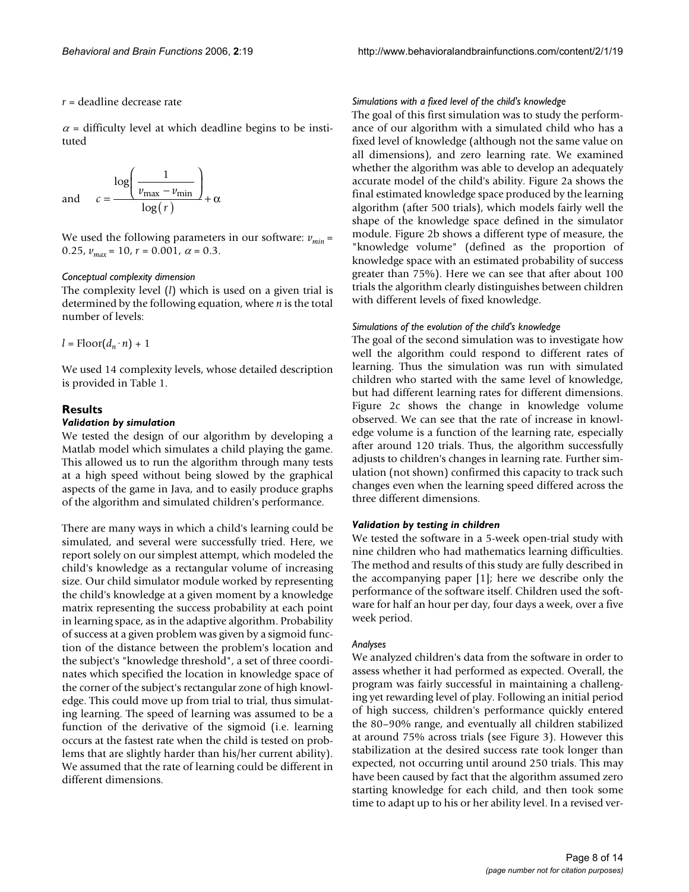$r$ = deadline decrease rate

$\alpha$ = difficulty level at which deadline begins to be instituted

and $$c = \frac{\log\left(\frac{1}{v_{\max} - v_{\min}}\right)}{\log(r)} + \alpha$$

We used the following parameters in our software: $v_{min}$ = 0.25, $v_{max}$ = 10, $r$ = 0.001, $\alpha$ = 0.3.

*Conceptual complexity dimension*

The complexity level ($l$) which is used on a given trial is determined by the following equation, where $n$ is the total number of levels:

$$l = \text{Floor}(d_n \cdot n) + 1$$

We used 14 complexity levels, whose detailed description is provided in Table 1.

## Results

### *Validation by simulation*

We tested the design of our algorithm by developing a Matlab model which simulates a child playing the game. This allowed us to run the algorithm through many tests at a high speed without being slowed by the graphical aspects of the game in Java, and to easily produce graphs of the algorithm and simulated children's performance.

There are many ways in which a child's learning could be simulated, and several were successfully tried. Here, we report solely on our simplest attempt, which modeled the child's knowledge as a rectangular volume of increasing size. Our child simulator module worked by representing the child's knowledge at a given moment by a knowledge matrix representing the success probability at each point in learning space, as in the adaptive algorithm. Probability of success at a given problem was given by a sigmoid function of the distance between the problem's location and the subject's "knowledge threshold", a set of three coordinates which specified the location in knowledge space of the corner of the subject's rectangular zone of high knowledge. This could move up from trial to trial, thus simulating learning. The speed of learning was assumed to be a function of the derivative of the sigmoid (i.e. learning occurs at the fastest rate when the child is tested on problems that are slightly harder than his/her current ability). We assumed that the rate of learning could be different in different dimensions.

*Simulations with a fixed level of the child's knowledge*

The goal of this first simulation was to study the performance of our algorithm with a simulated child who has a fixed level of knowledge (although not the same value on all dimensions), and zero learning rate. We examined whether the algorithm was able to develop an adequately accurate model of the child's ability. Figure 2a shows the final estimated knowledge space produced by the learning algorithm (after 500 trials), which models fairly well the shape of the knowledge space defined in the simulator module. Figure 2b shows a different type of measure, the "knowledge volume" (defined as the proportion of knowledge space with an estimated probability of success greater than 75%). Here we can see that after about 100 trials the algorithm clearly distinguishes between children with different levels of fixed knowledge.

*Simulations of the evolution of the child's knowledge*

The goal of the second simulation was to investigate how well the algorithm could respond to different rates of learning. Thus the simulation was run with simulated children who started with the same level of knowledge, but had different learning rates for different dimensions. Figure 2c shows the change in knowledge volume observed. We can see that the rate of increase in knowledge volume is a function of the learning rate, especially after around 120 trials. Thus, the algorithm successfully adjusts to children's changes in learning rate. Further simulation (not shown) confirmed this capacity to track such changes even when the learning speed differed across the three different dimensions.

### *Validation by testing in children*

We tested the software in a 5-week open-trial study with nine children who had mathematics learning difficulties. The method and results of this study are fully described in the accompanying paper [1]; here we describe only the performance of the software itself. Children used the software for half an hour per day, four days a week, over a five week period.

*Analyses*

We analyzed children's data from the software in order to assess whether it had performed as expected. Overall, the program was fairly successful in maintaining a challenging yet rewarding level of play. Following an initial period of high success, children's performance quickly entered the 80–90% range, and eventually all children stabilized at around 75% across trials (see Figure 3). However this stabilization at the desired success rate took longer than expected, not occurring until around 250 trials. This may have been caused by fact that the algorithm assumed zero starting knowledge for each child, and then took some time to adapt up to his or her ability level. In a revised ver-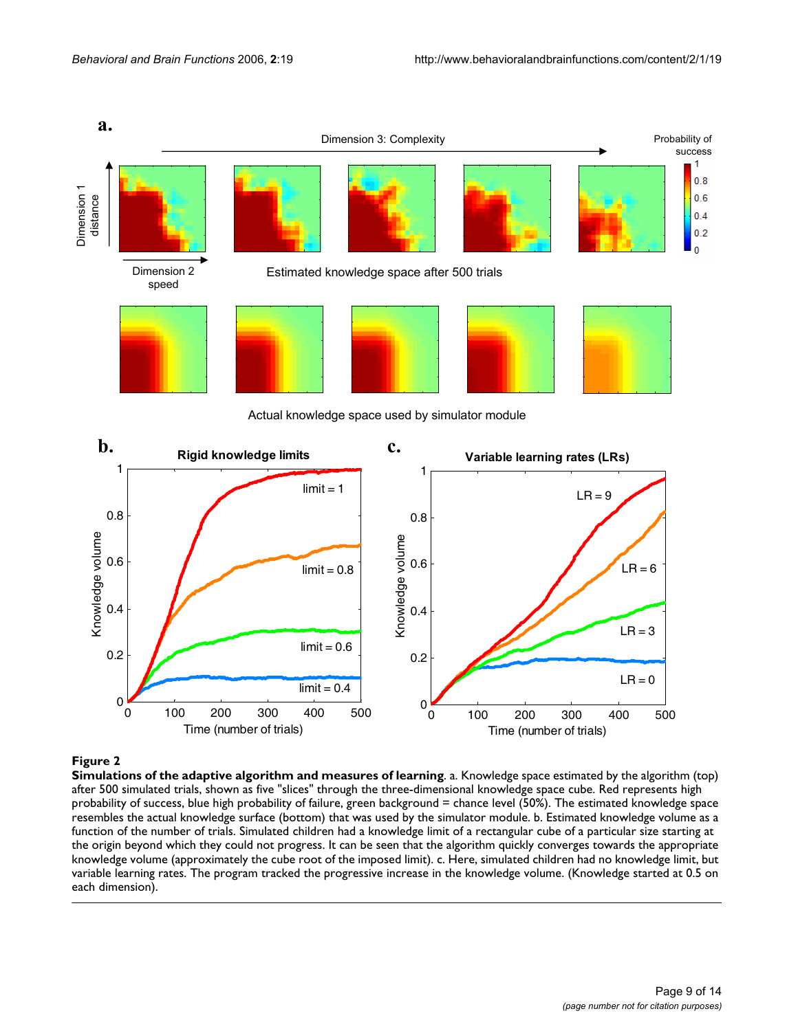**Figure 2**

**Simulations of the adaptive algorithm and measures of learning**. a. Knowledge space estimated by the algorithm (top) after 500 simulated trials, shown as five "slices" through the three-dimensional knowledge space cube. Red represents high probability of success, blue high probability of failure, green background = chance level (50%). The estimated knowledge space resembles the actual knowledge surface (bottom) that was used by the simulator module. b. Estimated knowledge volume as a function of the number of trials. Simulated children had a knowledge limit of a rectangular cube of a particular size starting at the origin beyond which they could not progress. It can be seen that the algorithm quickly converges towards the appropriate knowledge volume (approximately the cube root of the imposed limit). c. Here, simulated children had no knowledge limit, but variable learning rates. The program tracked the progressive increase in the knowledge volume. (Knowledge started at 0.5 on each dimension).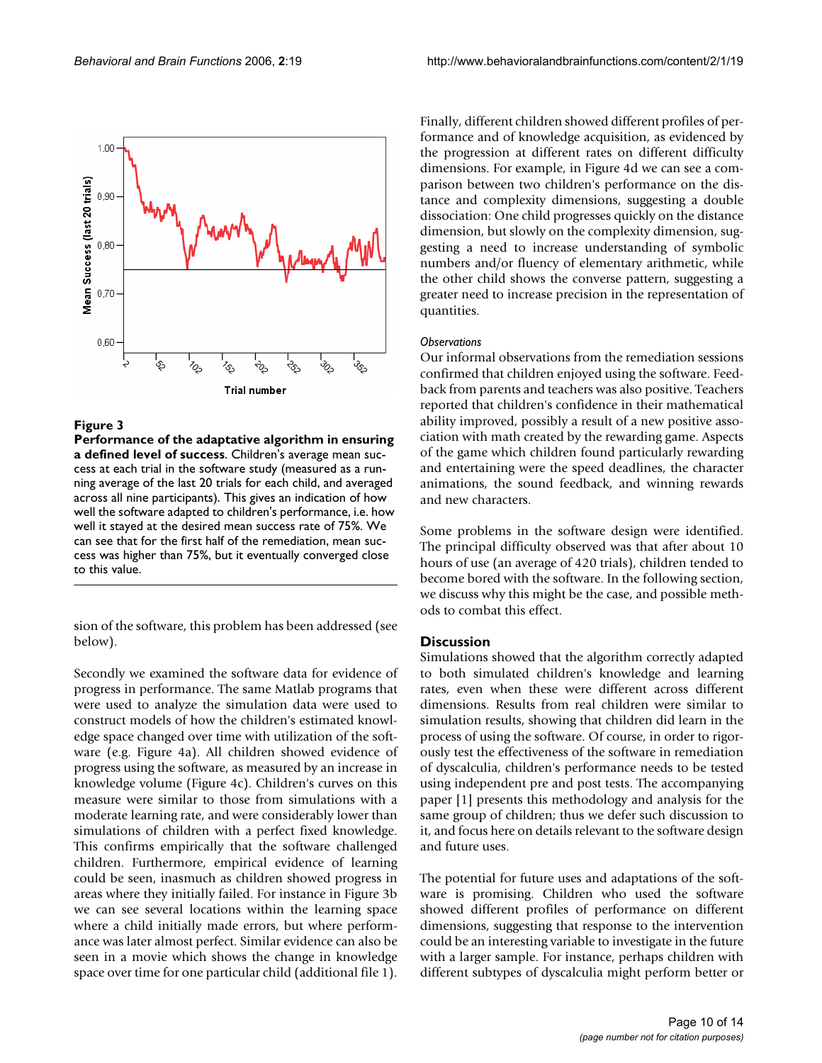**Figure 3**

**Performance of the adaptative algorithm in ensuring a defined level of success**. Children's average mean success at each trial in the software study (measured as a running average of the last 20 trials for each child, and averaged across all nine participants). This gives an indication of how well the software adapted to children's performance, i.e. how well it stayed at the desired mean success rate of 75%. We can see that for the first half of the remediation, mean success was higher than 75%, but it eventually converged close to this value.

sion of the software, this problem has been addressed (see below).

Secondly we examined the software data for evidence of progress in performance. The same Matlab programs that were used to analyze the simulation data were used to construct models of how the children's estimated knowledge space changed over time with utilization of the software (e.g. Figure 4a). All children showed evidence of progress using the software, as measured by an increase in knowledge volume (Figure 4c). Children's curves on this measure were similar to those from simulations with a moderate learning rate, and were considerably lower than simulations of children with a perfect fixed knowledge. This confirms empirically that the software challenged children. Furthermore, empirical evidence of learning could be seen, inasmuch as children showed progress in areas where they initially failed. For instance in Figure 3b we can see several locations within the learning space where a child initially made errors, but where performance was later almost perfect. Similar evidence can also be seen in a movie which shows the change in knowledge space over time for one particular child (additional file 1).

Finally, different children showed different profiles of performance and of knowledge acquisition, as evidenced by the progression at different rates on different difficulty dimensions. For example, in Figure 4d we can see a comparison between two children's performance on the distance and complexity dimensions, suggesting a double dissociation: One child progresses quickly on the distance dimension, but slowly on the complexity dimension, suggesting a need to increase understanding of symbolic numbers and/or fluency of elementary arithmetic, while the other child shows the converse pattern, suggesting a greater need to increase precision in the representation of quantities.

*Observations*

Our informal observations from the remediation sessions confirmed that children enjoyed using the software. Feedback from parents and teachers was also positive. Teachers reported that children's confidence in their mathematical ability improved, possibly a result of a new positive association with math created by the rewarding game. Aspects of the game which children found particularly rewarding and entertaining were the speed deadlines, the character animations, the sound feedback, and winning rewards and new characters.

Some problems in the software design were identified. The principal difficulty observed was that after about 10 hours of use (an average of 420 trials), children tended to become bored with the software. In the following section, we discuss why this might be the case, and possible methods to combat this effect.

## Discussion

Simulations showed that the algorithm correctly adapted to both simulated children's knowledge and learning rates, even when these were different across different dimensions. Results from real children were similar to simulation results, showing that children did learn in the process of using the software. Of course, in order to rigorously test the effectiveness of the software in remediation of dyscalculia, children's performance needs to be tested using independent pre and post tests. The accompanying paper [1] presents this methodology and analysis for the same group of children; thus we defer such discussion to it, and focus here on details relevant to the software design and future uses.

The potential for future uses and adaptations of the software is promising. Children who used the software showed different profiles of performance on different dimensions, suggesting that response to the intervention could be an interesting variable to investigate in the future with a larger sample. For instance, perhaps children with different subtypes of dyscalculia might perform better or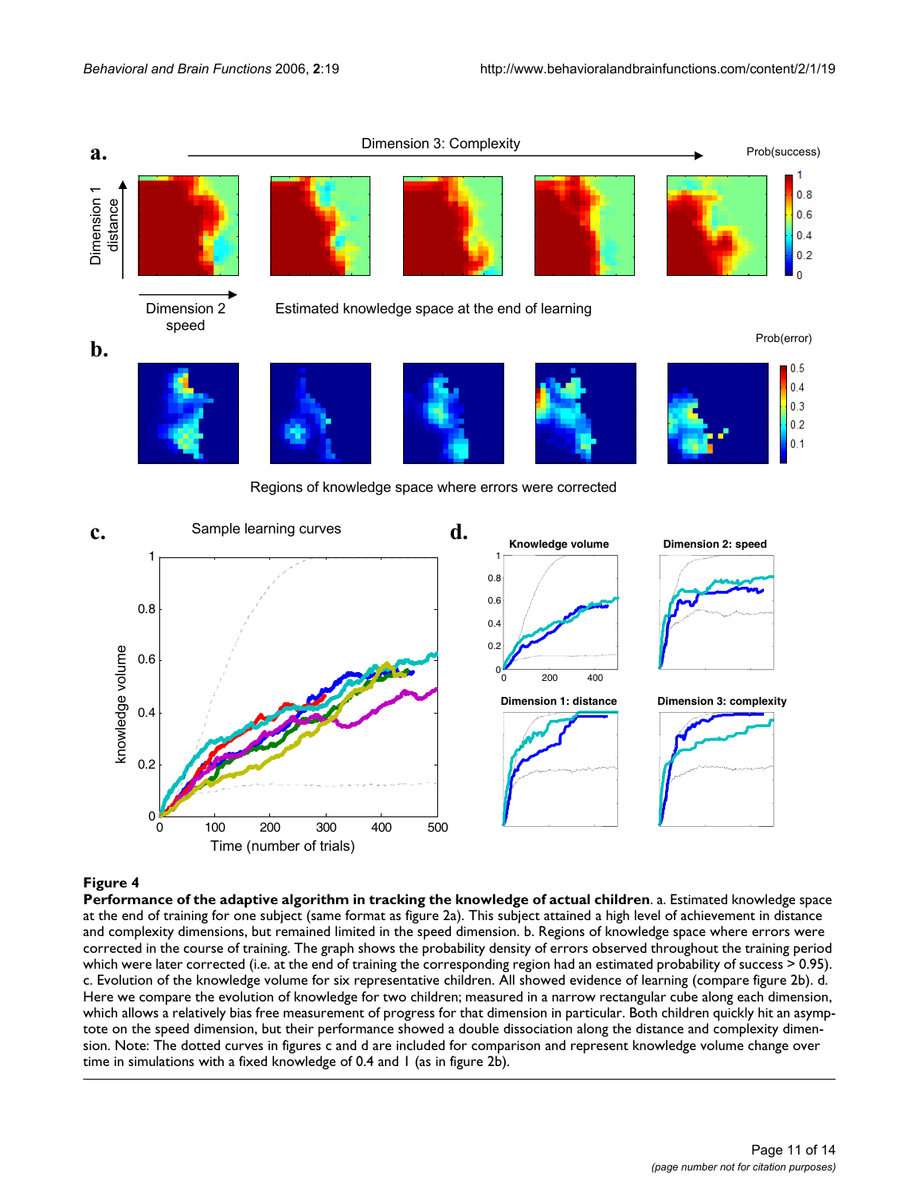**Figure 4**

**Performance of the adaptive algorithm in tracking the knowledge of actual children**. a. Estimated knowledge space at the end of training for one subject (same format as figure 2a). This subject attained a high level of achievement in distance and complexity dimensions, but remained limited in the speed dimension. b. Regions of knowledge space where errors were corrected in the course of training. The graph shows the probability density of errors observed throughout the training period which were later corrected (i.e. at the end of training the corresponding region had an estimated probability of success > 0.95). c. Evolution of the knowledge volume for six representative children. All showed evidence of learning (compare figure 2b). d. Here we compare the evolution of knowledge for two children; measured in a narrow rectangular cube along each dimension, which allows a relatively bias free measurement of progress for that dimension in particular. Both children quickly hit an asymptote on the speed dimension, but their performance showed a double dissociation along the distance and complexity dimension. Note: The dotted curves in figures c and d are included for comparison and represent knowledge volume change over time in simulations with a fixed knowledge of 0.4 and 1 (as in figure 2b).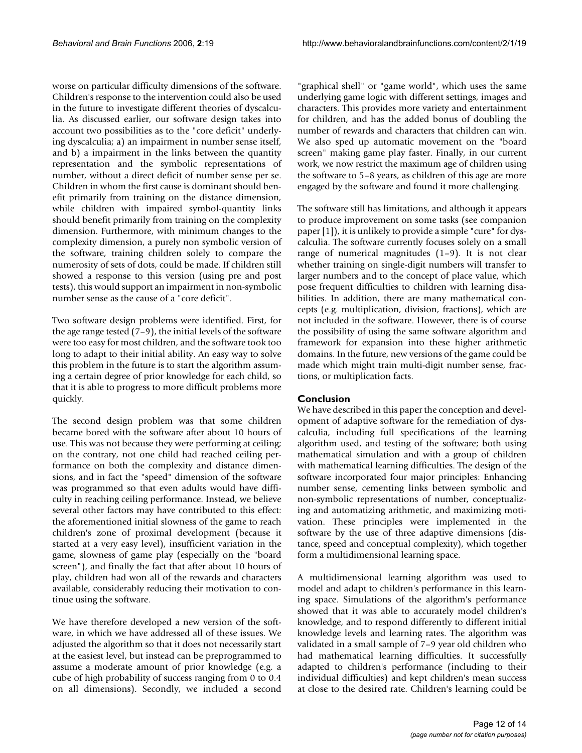worse on particular difficulty dimensions of the software. Children's response to the intervention could also be used in the future to investigate different theories of dyscalculia. As discussed earlier, our software design takes into account two possibilities as to the "core deficit" underlying dyscalculia; a) an impairment in number sense itself, and b) a impairment in the links between the quantity representation and the symbolic representations of number, without a direct deficit of number sense per se. Children in whom the first cause is dominant should benefit primarily from training on the distance dimension, while children with impaired symbol-quantity links should benefit primarily from training on the complexity dimension. Furthermore, with minimum changes to the complexity dimension, a purely non symbolic version of the software, training children solely to compare the numerosity of sets of dots, could be made. If children still showed a response to this version (using pre and post tests), this would support an impairment in non-symbolic number sense as the cause of a "core deficit".

Two software design problems were identified. First, for the age range tested (7–9), the initial levels of the software were too easy for most children, and the software took too long to adapt to their initial ability. An easy way to solve this problem in the future is to start the algorithm assuming a certain degree of prior knowledge for each child, so that it is able to progress to more difficult problems more quickly.

The second design problem was that some children became bored with the software after about 10 hours of use. This was not because they were performing at ceiling; on the contrary, not one child had reached ceiling performance on both the complexity and distance dimensions, and in fact the "speed" dimension of the software was programmed so that even adults would have difficulty in reaching ceiling performance. Instead, we believe several other factors may have contributed to this effect: the aforementioned initial slowness of the game to reach children's zone of proximal development (because it started at a very easy level), insufficient variation in the game, slowness of game play (especially on the "board screen"), and finally the fact that after about 10 hours of play, children had won all of the rewards and characters available, considerably reducing their motivation to continue using the software.

We have therefore developed a new version of the software, in which we have addressed all of these issues. We adjusted the algorithm so that it does not necessarily start at the easiest level, but instead can be preprogrammed to assume a moderate amount of prior knowledge (e.g. a cube of high probability of success ranging from 0 to 0.4 on all dimensions). Secondly, we included a second "graphical shell" or "game world", which uses the same underlying game logic with different settings, images and characters. This provides more variety and entertainment for children, and has the added bonus of doubling the number of rewards and characters that children can win. We also sped up automatic movement on the "board screen" making game play faster. Finally, in our current work, we now restrict the maximum age of children using the software to 5–8 years, as children of this age are more engaged by the software and found it more challenging.

The software still has limitations, and although it appears to produce improvement on some tasks (see companion paper [1]), it is unlikely to provide a simple "cure" for dyscalculia. The software currently focuses solely on a small range of numerical magnitudes (1–9). It is not clear whether training on single-digit numbers will transfer to larger numbers and to the concept of place value, which pose frequent difficulties to children with learning disabilities. In addition, there are many mathematical concepts (e.g. multiplication, division, fractions), which are not included in the software. However, there is of course the possibility of using the same software algorithm and framework for expansion into these higher arithmetic domains. In the future, new versions of the game could be made which might train multi-digit number sense, fractions, or multiplication facts.

## Conclusion

We have described in this paper the conception and development of adaptive software for the remediation of dyscalculia, including full specifications of the learning algorithm used, and testing of the software; both using mathematical simulation and with a group of children with mathematical learning difficulties. The design of the software incorporated four major principles: Enhancing number sense, cementing links between symbolic and non-symbolic representations of number, conceptualizing and automatizing arithmetic, and maximizing motivation. These principles were implemented in the software by the use of three adaptive dimensions (distance, speed and conceptual complexity), which together form a multidimensional learning space.

A multidimensional learning algorithm was used to model and adapt to children's performance in this learning space. Simulations of the algorithm's performance showed that it was able to accurately model children's knowledge, and to respond differently to different initial knowledge levels and learning rates. The algorithm was validated in a small sample of 7–9 year old children who had mathematical learning difficulties. It successfully adapted to children's performance (including to their individual difficulties) and kept children's mean success at close to the desired rate. Children's learning could be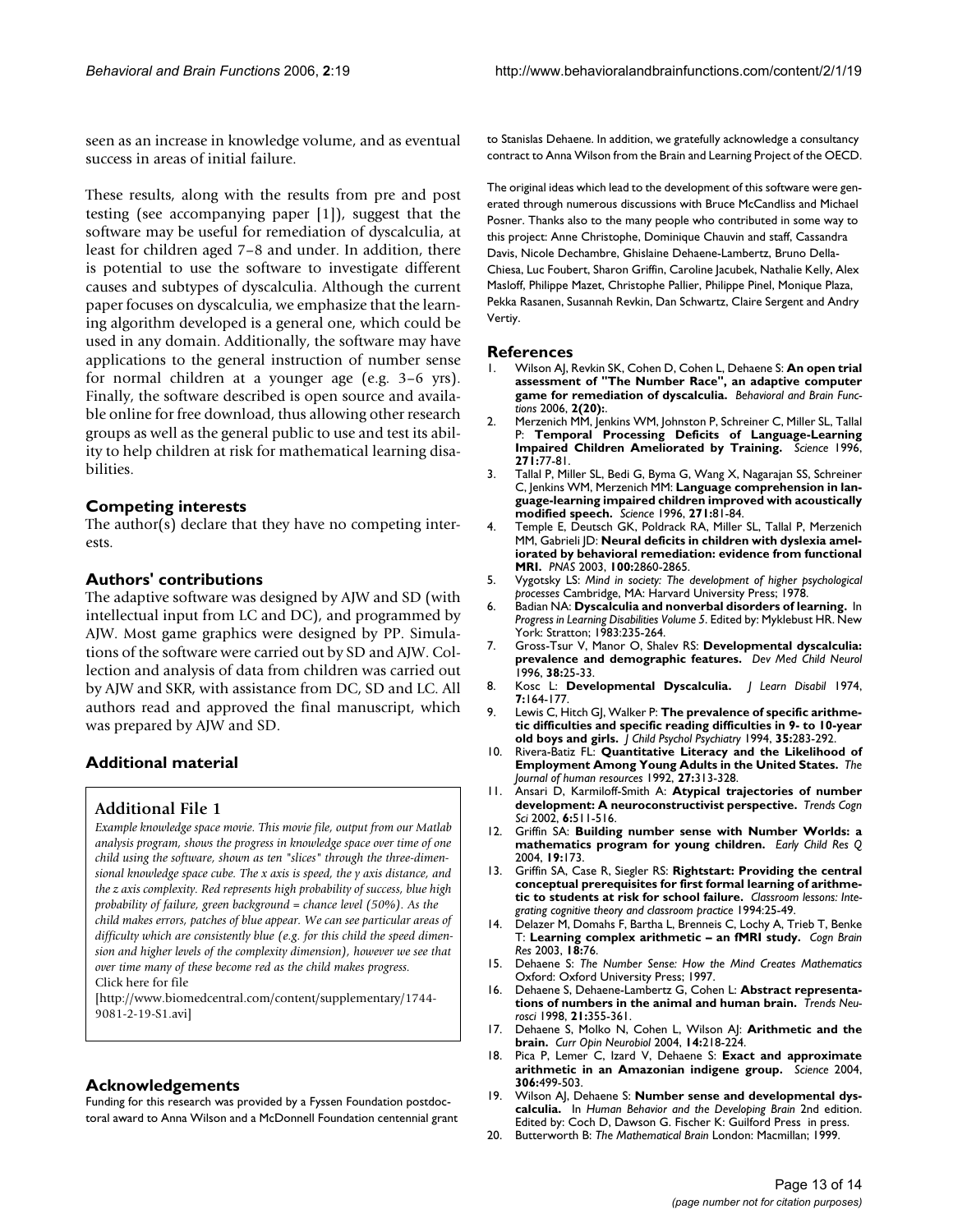seen as an increase in knowledge volume, and as eventual success in areas of initial failure.

These results, along with the results from pre and post testing (see accompanying paper [1]), suggest that the software may be useful for remediation of dyscalculia, at least for children aged 7–8 and under. In addition, there is potential to use the software to investigate different causes and subtypes of dyscalculia. Although the current paper focuses on dyscalculia, we emphasize that the learning algorithm developed is a general one, which could be used in any domain. Additionally, the software may have applications to the general instruction of number sense for normal children at a younger age (e.g. 3–6 yrs). Finally, the software described is open source and available online for free download, thus allowing other research groups as well as the general public to use and test its ability to help children at risk for mathematical learning disabilities.

## Competing interests

The author(s) declare that they have no competing interests.

## Authors' contributions

The adaptive software was designed by AJW and SD (with intellectual input from LC and DC), and programmed by AJW. Most game graphics were designed by PP. Simulations of the software were carried out by SD and AJW. Collection and analysis of data from children was carried out by AJW and SKR, with assistance from DC, SD and LC. All authors read and approved the final manuscript, which was prepared by AJW and SD.

## Additional material

### Additional File 1

*Example knowledge space movie. This movie file, output from our Matlab analysis program, shows the progress in knowledge space over time of one child using the software, shown as ten "slices" through the three-dimensional knowledge space cube. The x axis is speed, the y axis distance, and the z axis complexity. Red represents high probability of success, blue high probability of failure, green background = chance level (50%). As the child makes errors, patches of blue appear. We can see particular areas of difficulty which are consistently blue (e.g. for this child the speed dimension and higher levels of the complexity dimension), however we see that over time many of these become red as the child makes progress.*
Click here for file
[http://www.biomedcentral.com/content/supplementary/1744-9081-2-19-S1.avi]

## Acknowledgements

Funding for this research was provided by a Fyssen Foundation postdoctoral award to Anna Wilson and a McDonnell Foundation centennial grant to Stanislas Dehaene. In addition, we gratefully acknowledge a consultancy contract to Anna Wilson from the Brain and Learning Project of the OECD.

The original ideas which lead to the development of this software were generated through numerous discussions with Bruce McCandliss and Michael Posner. Thanks also to the many people who contributed in some way to this project: Anne Christophe, Dominique Chauvin and staff, Cassandra Davis, Nicole Dechambre, Ghislaine Dehaene-Lambertz, Bruno Della-Chiesa, Luc Foubert, Sharon Griffin, Caroline Jacubek, Nathalie Kelly, Alex Masloff, Philippe Mazet, Christophe Pallier, Philippe Pinel, Monique Plaza, Pekka Rasanen, Susannah Revkin, Dan Schwartz, Claire Sergent and Andry Vertiy.

## References

1. Wilson AJ, Revkin SK, Cohen D, Cohen L, Dehaene S: **An open trial assessment of "The Number Race", an adaptive computer game for remediation of dyscalculia.** *Behavioral and Brain Functions* 2006, **2(20):**.
2. Merzenich MM, Jenkins WM, Johnston P, Schreiner C, Miller SL, Tallal P: **Temporal Processing Deficits of Language-Learning Impaired Children Ameliorated by Training.** *Science* 1996, **271:**77-81.
3. Tallal P, Miller SL, Bedi G, Byma G, Wang X, Nagarajan SS, Schreiner C, Jenkins WM, Merzenich MM: **Language comprehension in language-learning impaired children improved with acoustically modified speech.** *Science* 1996, **271:**81-84.
4. Temple E, Deutsch GK, Poldrack RA, Miller SL, Tallal P, Merzenich MM, Gabrieli JD: **Neural deficits in children with dyslexia ameliorated by behavioral remediation: evidence from functional MRI.** *PNAS* 2003, **100:**2860-2865.
5. Vygotsky LS: *Mind in society: The development of higher psychological processes* Cambridge, MA: Harvard University Press; 1978.
6. Badian NA: **Dyscalculia and nonverbal disorders of learning.** In *Progress in Learning Disabilities Volume 5*. Edited by: Myklebust HR. New York: Stratton; 1983:235-264.
7. Gross-Tsur V, Manor O, Shalev RS: **Developmental dyscalculia: prevalence and demographic features.** *Dev Med Child Neurol* 1996, **38:**25-33.
8. Kosc L: **Developmental Dyscalculia.** *J Learn Disabil* 1974, **7:**164-177.
9. Lewis C, Hitch GJ, Walker P: **The prevalence of specific arithmetic difficulties and specific reading difficulties in 9- to 10-year old boys and girls.** *J Child Psychol Psychiatry* 1994, **35:**283-292.
10. Rivera-Batiz FL: **Quantitative Literacy and the Likelihood of Employment Among Young Adults in the United States.** *The Journal of human resources* 1992, **27:**313-328.
11. Ansari D, Karmiloff-Smith A: **Atypical trajectories of number development: A neuroconstructivist perspective.** *Trends Cogn Sci* 2002, **6:**511-516.
12. Griffin SA: **Building number sense with Number Worlds: a mathematics program for young children.** *Early Child Res Q* 2004, **19:**173.
13. Griffin SA, Case R, Siegler RS: **Rightstart: Providing the central conceptual prerequisites for first formal learning of arithmetic to students at risk for school failure.** *Classroom lessons: Integrating cognitive theory and classroom practice* 1994:25-49.
14. Delazer M, Domahs F, Bartha L, Brenneis C, Lochy A, Trieb T, Benke T: **Learning complex arithmetic – an fMRI study.** *Cogn Brain Res* 2003, **18:**76.
15. Dehaene S: *The Number Sense: How the Mind Creates Mathematics* Oxford: Oxford University Press; 1997.
16. Dehaene S, Dehaene-Lambertz G, Cohen L: **Abstract representations of numbers in the animal and human brain.** *Trends Neurosci* 1998, **21:**355-361.
17. Dehaene S, Molko N, Cohen L, Wilson AJ: **Arithmetic and the brain.** *Curr Opin Neurobiol* 2004, **14:**218-224.
18. Pica P, Lemer C, Izard V, Dehaene S: **Exact and approximate arithmetic in an Amazonian indigene group.** *Science* 2004, **306:**499-503.
19. Wilson AJ, Dehaene S: **Number sense and developmental dyscalculia.** In *Human Behavior and the Developing Brain* 2nd edition. Edited by: Coch D, Dawson G. Fischer K: Guilford Press in press.
20. Butterworth B: *The Mathematical Brain* London: Macmillan; 1999.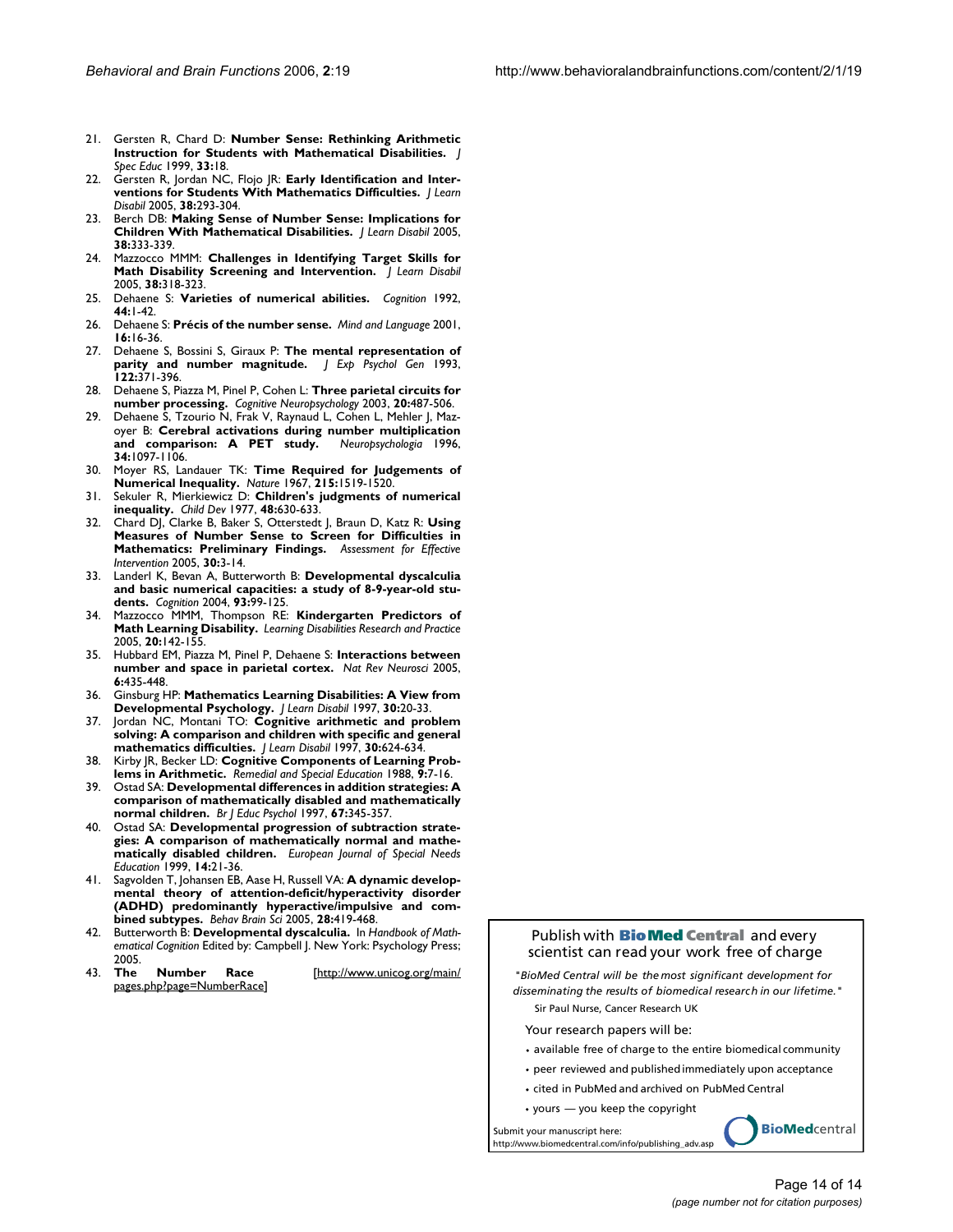21. Gersten R, Chard D: **Number Sense: Rethinking Arithmetic Instruction for Students with Mathematical Disabilities.** *J Spec Educ* 1999, **33:**18.
22. Gersten R, Jordan NC, Flojo JR: **Early Identification and Interventions for Students With Mathematics Difficulties.** *J Learn Disabil* 2005, **38:**293-304.
23. Berch DB: **Making Sense of Number Sense: Implications for Children With Mathematical Disabilities.** *J Learn Disabil* 2005, **38:**333-339.
24. Mazzocco MMM: **Challenges in Identifying Target Skills for Math Disability Screening and Intervention.** *J Learn Disabil* 2005, **38:**318-323.
25. Dehaene S: **Varieties of numerical abilities.** *Cognition* 1992, **44:**1-42.
26. Dehaene S: **Précis of the number sense.** *Mind and Language* 2001, **16:**16-36.
27. Dehaene S, Bossini S, Giraux P: **The mental representation of parity and number magnitude.** *J Exp Psychol Gen* 1993, **122:**371-396.
28. Dehaene S, Piazza M, Pinel P, Cohen L: **Three parietal circuits for number processing.** *Cognitive Neuropsychology* 2003, **20:**487-506.
29. Dehaene S, Tzourio N, Frak V, Raynaud L, Cohen L, Mehler J, Mazoyer B: **Cerebral activations during number multiplication and comparison: A PET study.** *Neuropsychologia* 1996, **34:**1097-1106.
30. Moyer RS, Landauer TK: **Time Required for Judgements of Numerical Inequality.** *Nature* 1967, **215:**1519-1520.
31. Sekuler R, Mierkiewicz D: **Children's judgments of numerical inequality.** *Child Dev* 1977, **48:**630-633.
32. Chard DJ, Clarke B, Baker S, Otterstedt J, Braun D, Katz R: **Using Measures of Number Sense to Screen for Difficulties in Mathematics: Preliminary Findings.** *Assessment for Effective Intervention* 2005, **30:**3-14.
33. Landerl K, Bevan A, Butterworth B: **Developmental dyscalculia and basic numerical capacities: a study of 8-9-year-old students.** *Cognition* 2004, **93:**99-125.
34. Mazzocco MMM, Thompson RE: **Kindergarten Predictors of Math Learning Disability.** *Learning Disabilities Research and Practice* 2005, **20:**142-155.
35. Hubbard EM, Piazza M, Pinel P, Dehaene S: **Interactions between number and space in parietal cortex.** *Nat Rev Neurosci* 2005, **6:**435-448.
36. Ginsburg HP: **Mathematics Learning Disabilities: A View from Developmental Psychology.** *J Learn Disabil* 1997, **30:**20-33.
37. Jordan NC, Montani TO: **Cognitive arithmetic and problem solving: A comparison and children with specific and general mathematics difficulties.** *J Learn Disabil* 1997, **30:**624-634.
38. Kirby JR, Becker LD: **Cognitive Components of Learning Problems in Arithmetic.** *Remedial and Special Education* 1988, **9:**7-16.
39. Ostad SA: **Developmental differences in addition strategies: A comparison of mathematically disabled and mathematically normal children.** *Br J Educ Psychol* 1997, **67:**345-357.
40. Ostad SA: **Developmental progression of subtraction strategies: A comparison of mathematically normal and mathematically disabled children.** *European Journal of Special Needs Education* 1999, **14:**21-36.
41. Sagvolden T, Johansen EB, Aase H, Russell VA: **A dynamic developmental theory of attention-deficit/hyperactivity disorder (ADHD) predominantly hyperactive/impulsive and combined subtypes.** *Behav Brain Sci* 2005, **28:**419-468.
42. Butterworth B: **Developmental dyscalculia.** In *Handbook of Mathematical Cognition* Edited by: Campbell J. New York: Psychology Press; 2005.
43. **The Number Race** [http://www.unicog.org/main/pages.php?page=NumberRace]